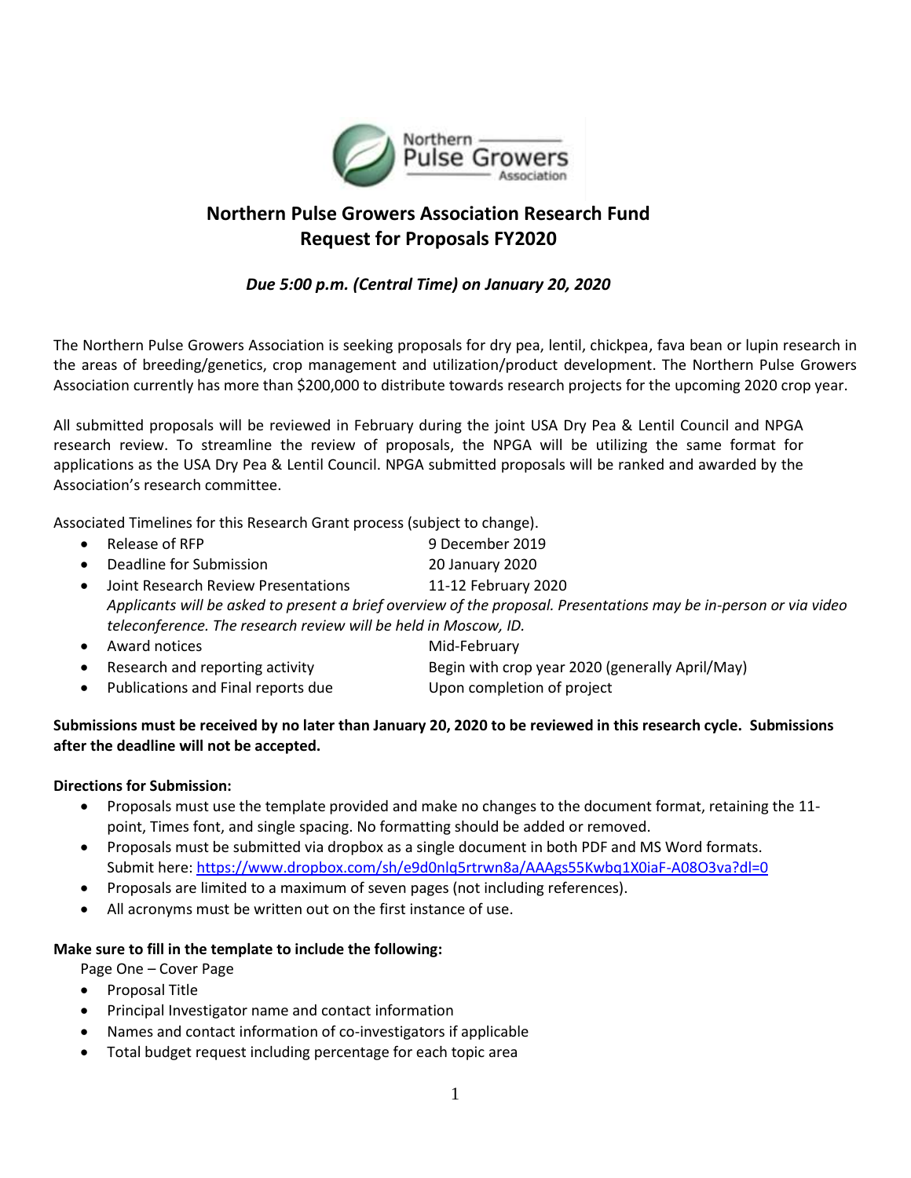# Northern Pulse Growers Association Research Fund
# Request for Proposals FY2020

***Due 5:00 p.m. (Central Time) on January 20, 2020***

The Northern Pulse Growers Association is seeking proposals for dry pea, lentil, chickpea, fava bean or lupin research in the areas of breeding/genetics, crop management and utilization/product development. The Northern Pulse Growers Association currently has more than $200,000 to distribute towards research projects for the upcoming 2020 crop year.

All submitted proposals will be reviewed in February during the joint USA Dry Pea & Lentil Council and NPGA research review. To streamline the review of proposals, the NPGA will be utilizing the same format for applications as the USA Dry Pea & Lentil Council. NPGA submitted proposals will be ranked and awarded by the Association's research committee.

Associated Timelines for this Research Grant process (subject to change).

- Release of RFP — 9 December 2019
- Deadline for Submission — 20 January 2020
- Joint Research Review Presentations — 11-12 February 2020
  *Applicants will be asked to present a brief overview of the proposal. Presentations may be in-person or via video teleconference. The research review will be held in Moscow, ID.*
- Award notices — Mid-February
- Research and reporting activity — Begin with crop year 2020 (generally April/May)
- Publications and Final reports due — Upon completion of project

**Submissions must be received by no later than January 20, 2020 to be reviewed in this research cycle. Submissions after the deadline will not be accepted.**

**Directions for Submission:**

- Proposals must use the template provided and make no changes to the document format, retaining the 11-point, Times font, and single spacing. No formatting should be added or removed.
- Proposals must be submitted via dropbox as a single document in both PDF and MS Word formats. Submit here: https://www.dropbox.com/sh/e9d0nlq5rtrwn8a/AAAgs55Kwbq1X0iaF-A08O3va?dl=0
- Proposals are limited to a maximum of seven pages (not including references).
- All acronyms must be written out on the first instance of use.

**Make sure to fill in the template to include the following:**

Page One – Cover Page

- Proposal Title
- Principal Investigator name and contact information
- Names and contact information of co-investigators if applicable
- Total budget request including percentage for each topic area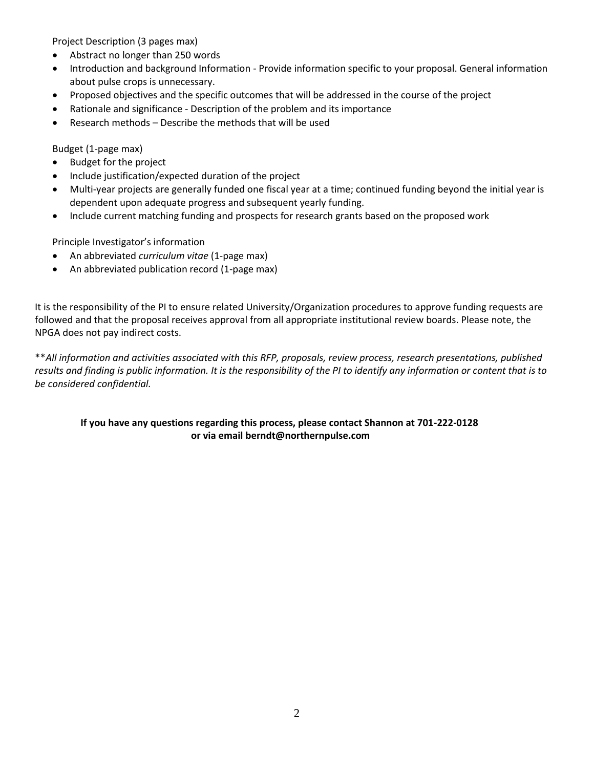Project Description (3 pages max)

- Abstract no longer than 250 words
- Introduction and background Information - Provide information specific to your proposal. General information about pulse crops is unnecessary.
- Proposed objectives and the specific outcomes that will be addressed in the course of the project
- Rationale and significance - Description of the problem and its importance
- Research methods – Describe the methods that will be used

Budget (1-page max)

- Budget for the project
- Include justification/expected duration of the project
- Multi-year projects are generally funded one fiscal year at a time; continued funding beyond the initial year is dependent upon adequate progress and subsequent yearly funding.
- Include current matching funding and prospects for research grants based on the proposed work

Principle Investigator's information

- An abbreviated *curriculum vitae* (1-page max)
- An abbreviated publication record (1-page max)

It is the responsibility of the PI to ensure related University/Organization procedures to approve funding requests are followed and that the proposal receives approval from all appropriate institutional review boards. Please note, the NPGA does not pay indirect costs.

\*\**All information and activities associated with this RFP, proposals, review process, research presentations, published results and finding is public information. It is the responsibility of the PI to identify any information or content that is to be considered confidential.*

**If you have any questions regarding this process, please contact Shannon at 701-222-0128 or via email berndt@northernpulse.com**